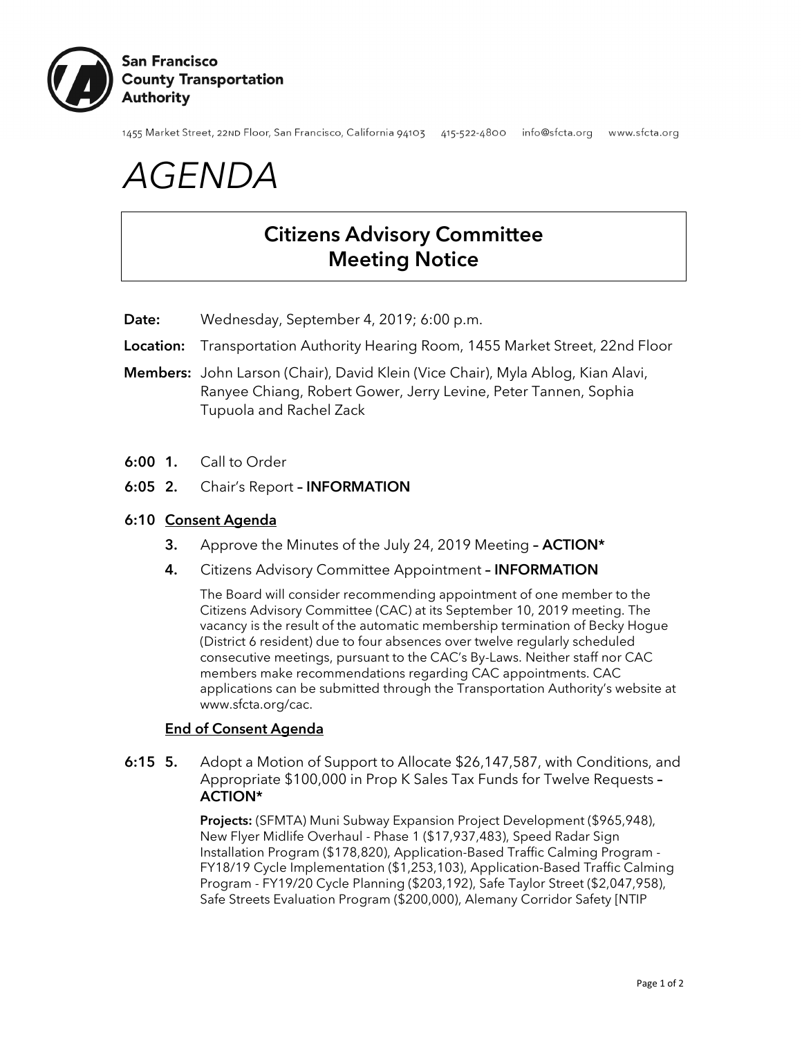**San Francisco County Transportation Authority**

1455 Market Street, 22ND Floor, San Francisco, California 94103 415-522-4800 info@sfcta.org www.sfcta.org

# *AGENDA*

## Citizens Advisory Committee Meeting Notice

**Date:** Wednesday, September 4, 2019; 6:00 p.m.

**Location:** Transportation Authority Hearing Room, 1455 Market Street, 22nd Floor

**Members:** John Larson (Chair), David Klein (Vice Chair), Myla Ablog, Kian Alavi, Ranyee Chiang, Robert Gower, Jerry Levine, Peter Tannen, Sophia Tupuola and Rachel Zack

**6:00 1.** Call to Order

**6:05 2.** Chair's Report – **INFORMATION**

**6:10 Consent Agenda**

**3.** Approve the Minutes of the July 24, 2019 Meeting – **ACTION***

**4.** Citizens Advisory Committee Appointment – **INFORMATION**

The Board will consider recommending appointment of one member to the Citizens Advisory Committee (CAC) at its September 10, 2019 meeting. The vacancy is the result of the automatic membership termination of Becky Hogue (District 6 resident) due to four absences over twelve regularly scheduled consecutive meetings, pursuant to the CAC's By-Laws. Neither staff nor CAC members make recommendations regarding CAC appointments. CAC applications can be submitted through the Transportation Authority's website at www.sfcta.org/cac.

**End of Consent Agenda**

**6:15 5.** Adopt a Motion of Support to Allocate $26,147,587, with Conditions, and Appropriate $100,000 in Prop K Sales Tax Funds for Twelve Requests – **ACTION***

**Projects:** (SFMTA) Muni Subway Expansion Project Development ($965,948), New Flyer Midlife Overhaul - Phase 1 ($17,937,483), Speed Radar Sign Installation Program ($178,820), Application-Based Traffic Calming Program - FY18/19 Cycle Implementation ($1,253,103), Application-Based Traffic Calming Program - FY19/20 Cycle Planning ($203,192), Safe Taylor Street ($2,047,958), Safe Streets Evaluation Program ($200,000), Alemany Corridor Safety [NTIP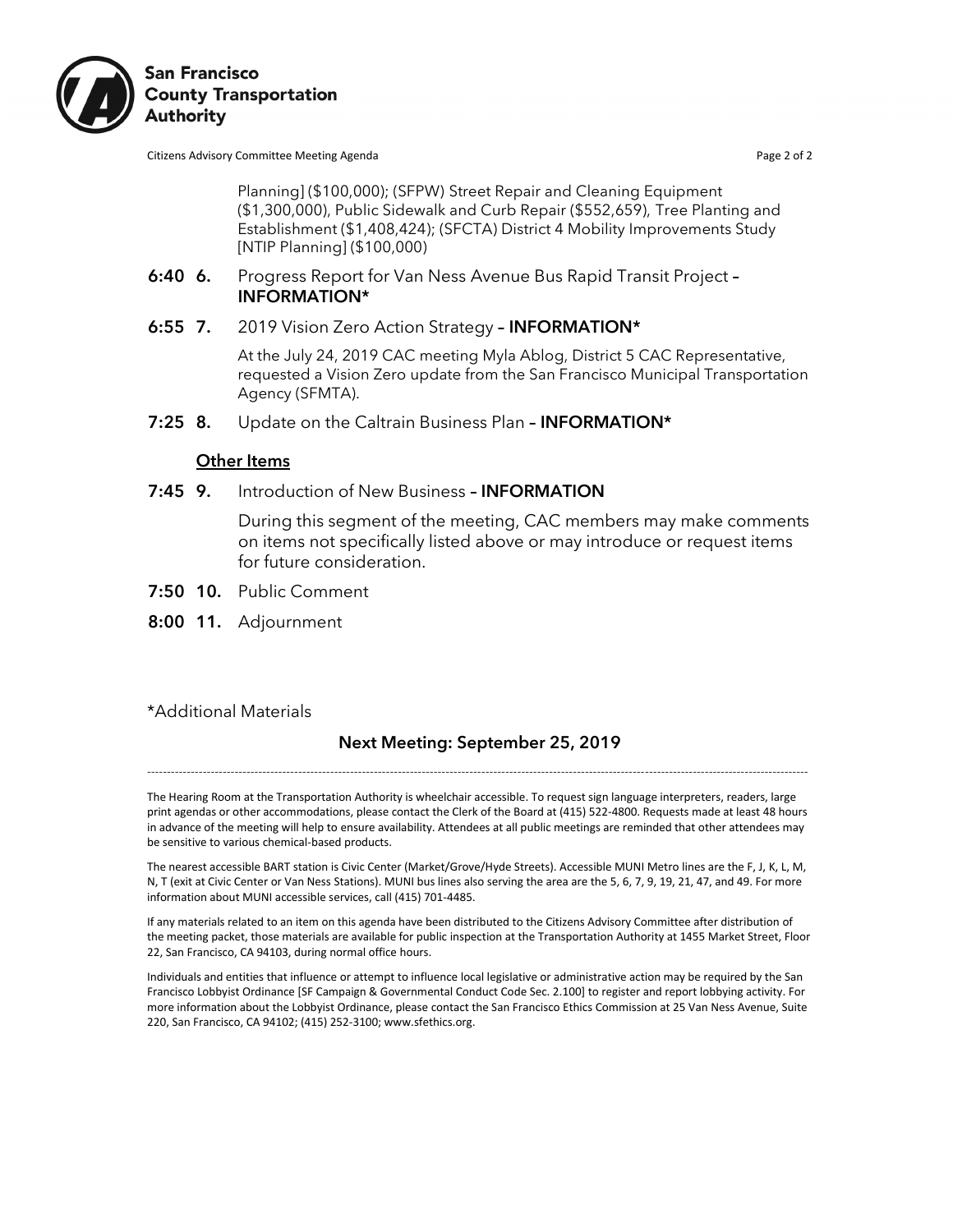Planning] ($100,000); (SFPW) Street Repair and Cleaning Equipment ($1,300,000), Public Sidewalk and Curb Repair ($552,659), Tree Planting and Establishment ($1,408,424); (SFCTA) District 4 Mobility Improvements Study [NTIP Planning] ($100,000)

**6:40 6.** Progress Report for Van Ness Avenue Bus Rapid Transit Project – **INFORMATION***

**6:55 7.** 2019 Vision Zero Action Strategy – **INFORMATION***

At the July 24, 2019 CAC meeting Myla Ablog, District 5 CAC Representative, requested a Vision Zero update from the San Francisco Municipal Transportation Agency (SFMTA).

**7:25 8.** Update on the Caltrain Business Plan – **INFORMATION***

**Other Items**

**7:45 9.** Introduction of New Business – **INFORMATION**

During this segment of the meeting, CAC members may make comments on items not specifically listed above or may introduce or request items for future consideration.

**7:50 10.** Public Comment

**8:00 11.** Adjournment

*Additional Materials

**Next Meeting: September 25, 2019**

---

The Hearing Room at the Transportation Authority is wheelchair accessible. To request sign language interpreters, readers, large print agendas or other accommodations, please contact the Clerk of the Board at (415) 522-4800. Requests made at least 48 hours in advance of the meeting will help to ensure availability. Attendees at all public meetings are reminded that other attendees may be sensitive to various chemical-based products.

The nearest accessible BART station is Civic Center (Market/Grove/Hyde Streets). Accessible MUNI Metro lines are the F, J, K, L, M, N, T (exit at Civic Center or Van Ness Stations). MUNI bus lines also serving the area are the 5, 6, 7, 9, 19, 21, 47, and 49. For more information about MUNI accessible services, call (415) 701-4485.

If any materials related to an item on this agenda have been distributed to the Citizens Advisory Committee after distribution of the meeting packet, those materials are available for public inspection at the Transportation Authority at 1455 Market Street, Floor 22, San Francisco, CA 94103, during normal office hours.

Individuals and entities that influence or attempt to influence local legislative or administrative action may be required by the San Francisco Lobbyist Ordinance [SF Campaign & Governmental Conduct Code Sec. 2.100] to register and report lobbying activity. For more information about the Lobbyist Ordinance, please contact the San Francisco Ethics Commission at 25 Van Ness Avenue, Suite 220, San Francisco, CA 94102; (415) 252-3100; www.sfethics.org.